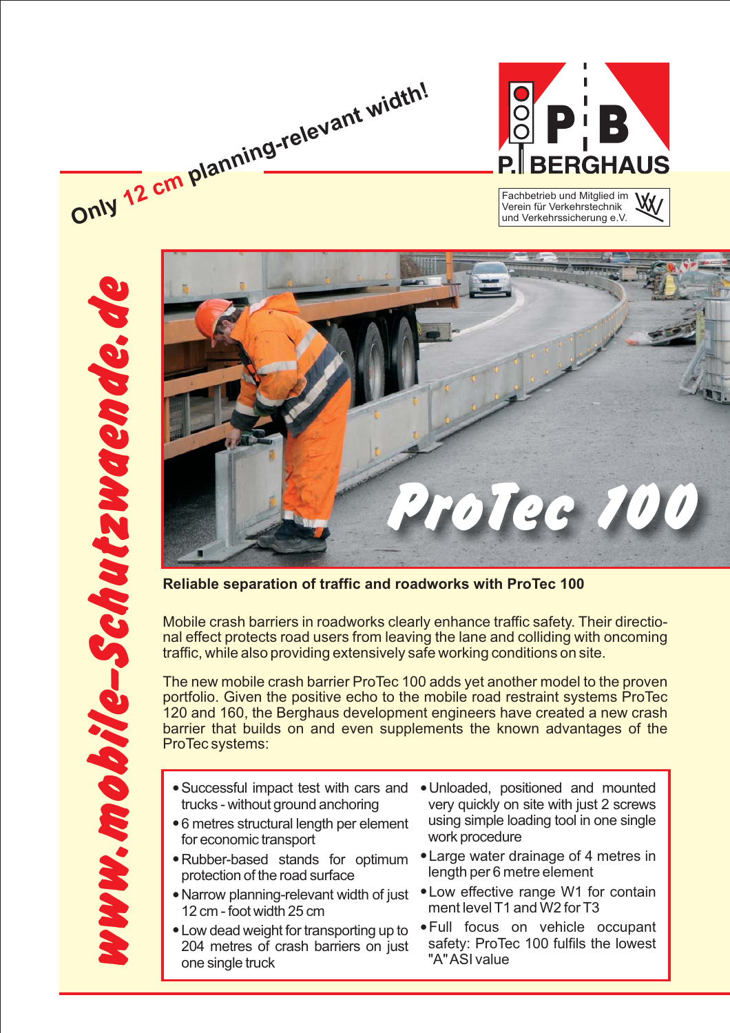Only 12 cm planning-relevant width!

P.B BERGHAUS

Fachbetrieb und Mitglied im Verein für Verkehrstechnik und Verkehrssicherung e.V.

www.mobile-Schutzwaende.de

ProTec 100

**Reliable separation of traffic and roadworks with ProTec 100**

Mobile crash barriers in roadworks clearly enhance traffic safety. Their directional effect protects road users from leaving the lane and colliding with oncoming traffic, while also providing extensively safe working conditions on site.

The new mobile crash barrier ProTec 100 adds yet another model to the proven portfolio. Given the positive echo to the mobile road restraint systems ProTec 120 and 160, the Berghaus development engineers have created a new crash barrier that builds on and even supplements the known advantages of the ProTec systems:

- Successful impact test with cars and trucks - without ground anchoring
- 6 metres structural length per element for economic transport
- Rubber-based stands for optimum protection of the road surface
- Narrow planning-relevant width of just 12 cm - foot width 25 cm
- Low dead weight for transporting up to 204 metres of crash barriers on just one single truck
- Unloaded, positioned and mounted very quickly on site with just 2 screws using simple loading tool in one single work procedure
- Large water drainage of 4 metres in length per 6 metre element
- Low effective range W1 for containment level T1 and W2 for T3
- Full focus on vehicle occupant safety: ProTec 100 fulfils the lowest "A" ASI value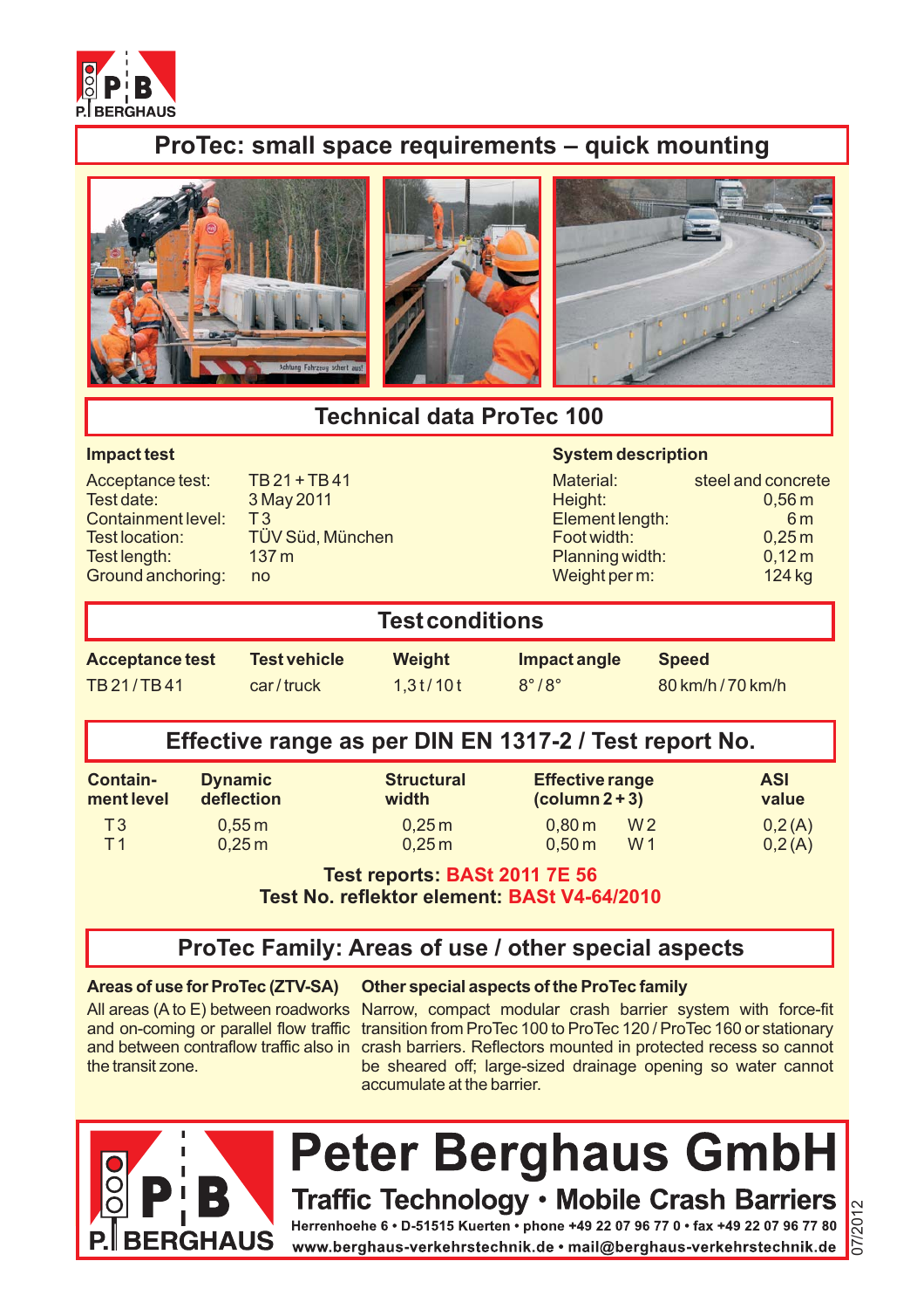P.B BERGHAUS

## ProTec: small space requirements – quick mounting

## Technical data ProTec 100

**Impact test**

| | |
|---|---|
| Acceptance test: | TB 21 + TB 41 |
| Test date: | 3 May 2011 |
| Containment level: | T 3 |
| Test location: | TÜV Süd, München |
| Test length: | 137 m |
| Ground anchoring: | no |

**System description**

| | |
|---|---|
| Material: | steel and concrete |
| Height: | 0,56 m |
| Element length: | 6 m |
| Foot width: | 0,25 m |
| Planning width: | 0,12 m |
| Weight per m: | 124 kg |

## Test conditions

| Acceptance test | Test vehicle | Weight | Impact angle | Speed |
|---|---|---|---|---|
| TB 21 / TB 41 | car / truck | 1,3 t / 10 t | 8° / 8° | 80 km/h / 70 km/h |

## Effective range as per DIN EN 1317-2 / Test report No.

| Containment level | Dynamic deflection | Structural width | Effective range (column 2 + 3) | | ASI value |
|---|---|---|---|---|---|
| T 3 | 0,55 m | 0,25 m | 0,80 m | W 2 | 0,2 (A) |
| T 1 | 0,25 m | 0,25 m | 0,50 m | W 1 | 0,2 (A) |

**Test reports: BASt 2011 7E 56**
**Test No. reflektor element: BASt V4-64/2010**

## ProTec Family: Areas of use / other special aspects

**Areas of use for ProTec (ZTV-SA)**

All areas (A to E) between roadworks and on-coming or parallel flow traffic and between contraflow traffic also in the transit zone.

**Other special aspects of the ProTec family**

Narrow, compact modular crash barrier system with force-fit transition from ProTec 100 to ProTec 120 / ProTec 160 or stationary crash barriers. Reflectors mounted in protected recess so cannot be sheared off; large-sized drainage opening so water cannot accumulate at the barrier.

P.B BERGHAUS

**Peter Berghaus GmbH**

**Traffic Technology • Mobile Crash Barriers**

Herrenhoehe 6 • D-51515 Kuerten • phone +49 22 07 96 77 0 • fax +49 22 07 96 77 80
www.berghaus-verkehrstechnik.de • mail@berghaus-verkehrstechnik.de

07/2012